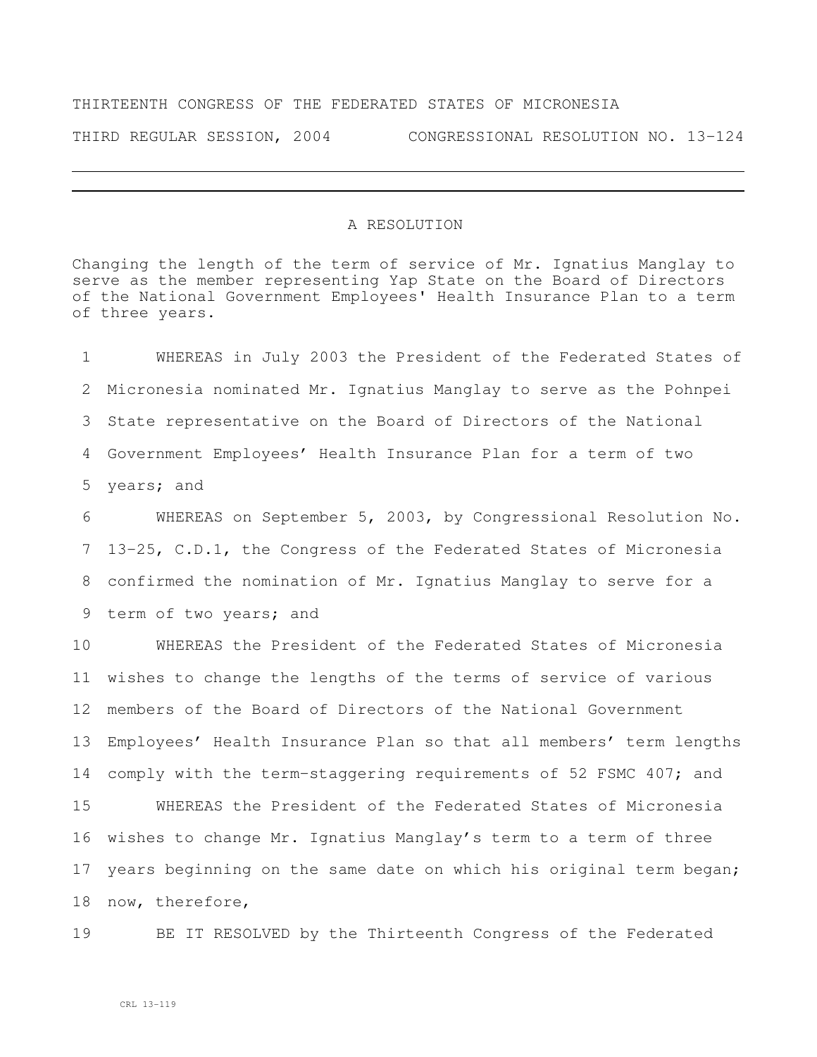THIRTEENTH CONGRESS OF THE FEDERATED STATES OF MICRONESIA

THIRD REGULAR SESSION, 2004 CONGRESSIONAL RESOLUTION NO. 13-124

---

A RESOLUTION

Changing the length of the term of service of Mr. Ignatius Manglay to serve as the member representing Yap State on the Board of Directors of the National Government Employees' Health Insurance Plan to a term of three years.

1 WHEREAS in July 2003 the President of the Federated States of
2 Micronesia nominated Mr. Ignatius Manglay to serve as the Pohnpei
3 State representative on the Board of Directors of the National
4 Government Employees' Health Insurance Plan for a term of two
5 years; and

6 WHEREAS on September 5, 2003, by Congressional Resolution No.
7 13-25, C.D.1, the Congress of the Federated States of Micronesia
8 confirmed the nomination of Mr. Ignatius Manglay to serve for a
9 term of two years; and

10 WHEREAS the President of the Federated States of Micronesia
11 wishes to change the lengths of the terms of service of various
12 members of the Board of Directors of the National Government
13 Employees' Health Insurance Plan so that all members' term lengths
14 comply with the term-staggering requirements of 52 FSMC 407; and

15 WHEREAS the President of the Federated States of Micronesia
16 wishes to change Mr. Ignatius Manglay's term to a term of three
17 years beginning on the same date on which his original term began;
18 now, therefore,

19 BE IT RESOLVED by the Thirteenth Congress of the Federated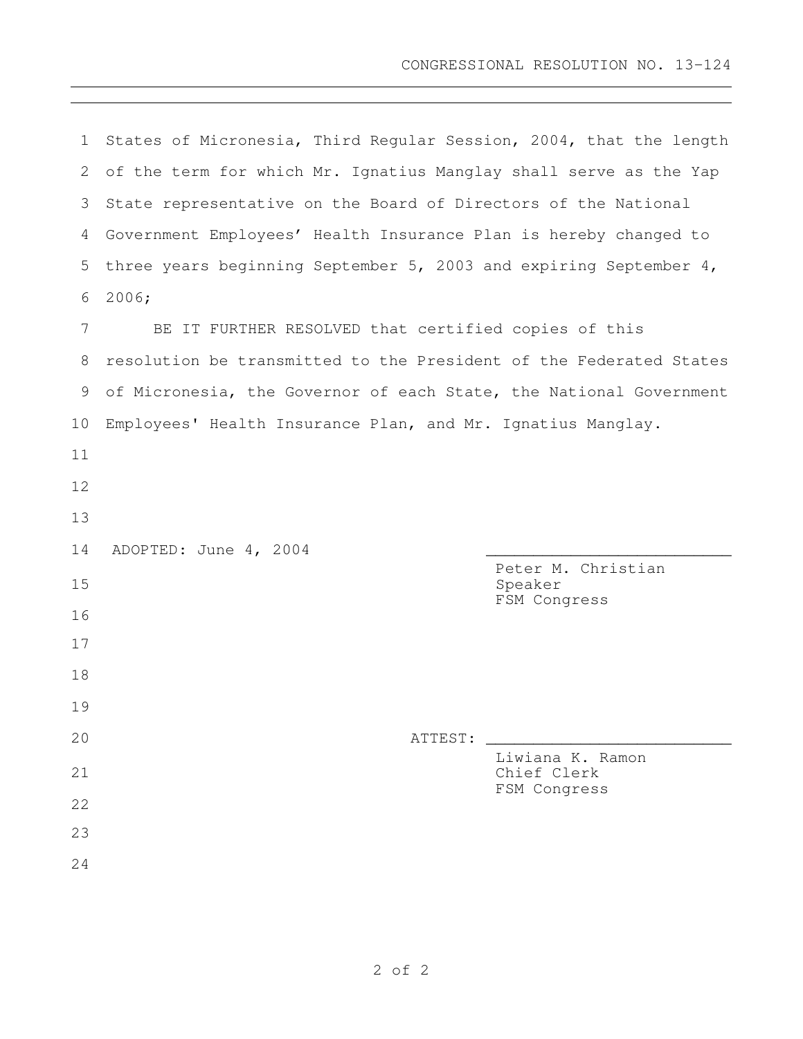States of Micronesia, Third Regular Session, 2004, that the length of the term for which Mr. Ignatius Manglay shall serve as the Yap State representative on the Board of Directors of the National Government Employees' Health Insurance Plan is hereby changed to three years beginning September 5, 2003 and expiring September 4, 2006;

BE IT FURTHER RESOLVED that certified copies of this resolution be transmitted to the President of the Federated States of Micronesia, the Governor of each State, the National Government Employees' Health Insurance Plan, and Mr. Ignatius Manglay.

ADOPTED: June 4, 2004

\_\_\_\_\_\_\_\_\_\_\_\_\_\_\_\_\_\_\_\_\_\_\_\_\_\_
Peter M. Christian
Speaker
FSM Congress

ATTEST: \_\_\_\_\_\_\_\_\_\_\_\_\_\_\_\_\_\_\_\_\_\_\_\_\_\_
Liwiana K. Ramon
Chief Clerk
FSM Congress